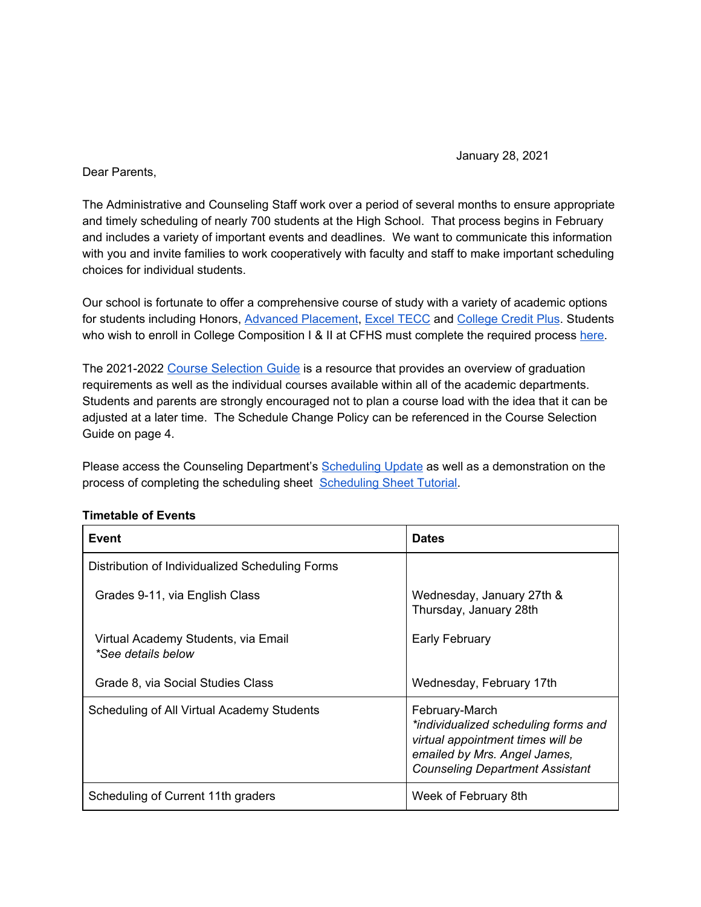January 28, 2021

Dear Parents,

The Administrative and Counseling Staff work over a period of several months to ensure appropriate and timely scheduling of nearly 700 students at the High School. That process begins in February and includes a variety of important events and deadlines. We want to communicate this information with you and invite families to work cooperatively with faculty and staff to make important scheduling choices for individual students.

Our school is fortunate to offer a comprehensive course of study with a variety of academic options for students including Honors, Advanced Placement, Excel TECC and College Credit Plus. Students who wish to enroll in College Composition I & II at CFHS must complete the required process here.

The 2021-2022 Course Selection Guide is a resource that provides an overview of graduation requirements as well as the individual courses available within all of the academic departments. Students and parents are strongly encouraged not to plan a course load with the idea that it can be adjusted at a later time. The Schedule Change Policy can be referenced in the Course Selection Guide on page 4.

Please access the Counseling Department's Scheduling Update as well as a demonstration on the process of completing the scheduling sheet Scheduling Sheet Tutorial.

**Timetable of Events**

| Event | Dates |
|---|---|
| Distribution of Individualized Scheduling Forms<br><br>Grades 9-11, via English Class<br><br>Virtual Academy Students, via Email<br>*\*See details below*<br><br>Grade 8, via Social Studies Class | <br><br>Wednesday, January 27th & Thursday, January 28th<br><br>Early February<br><br><br>Wednesday, February 17th |
| Scheduling of All Virtual Academy Students | February-March<br>*\*individualized scheduling forms and virtual appointment times will be emailed by Mrs. Angel James, Counseling Department Assistant* |
| Scheduling of Current 11th graders | Week of February 8th |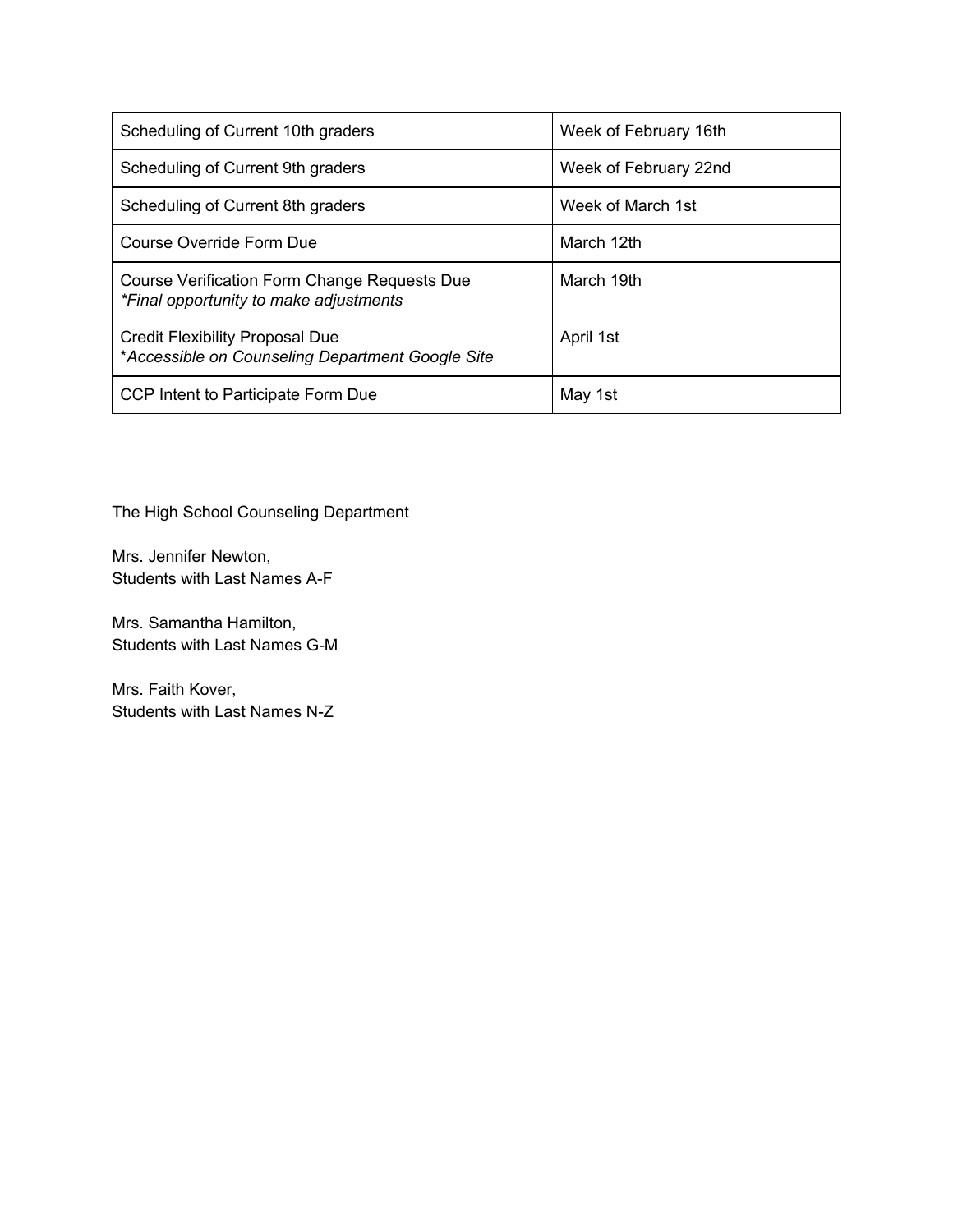| | |
|---|---|
| Scheduling of Current 10th graders | Week of February 16th |
| Scheduling of Current 9th graders | Week of February 22nd |
| Scheduling of Current 8th graders | Week of March 1st |
| Course Override Form Due | March 12th |
| Course Verification Form Change Requests Due<br>*\*Final opportunity to make adjustments* | March 19th |
| Credit Flexibility Proposal Due<br>\**Accessible on Counseling Department Google Site* | April 1st |
| CCP Intent to Participate Form Due | May 1st |

The High School Counseling Department

Mrs. Jennifer Newton,
Students with Last Names A-F

Mrs. Samantha Hamilton,
Students with Last Names G-M

Mrs. Faith Kover,
Students with Last Names N-Z